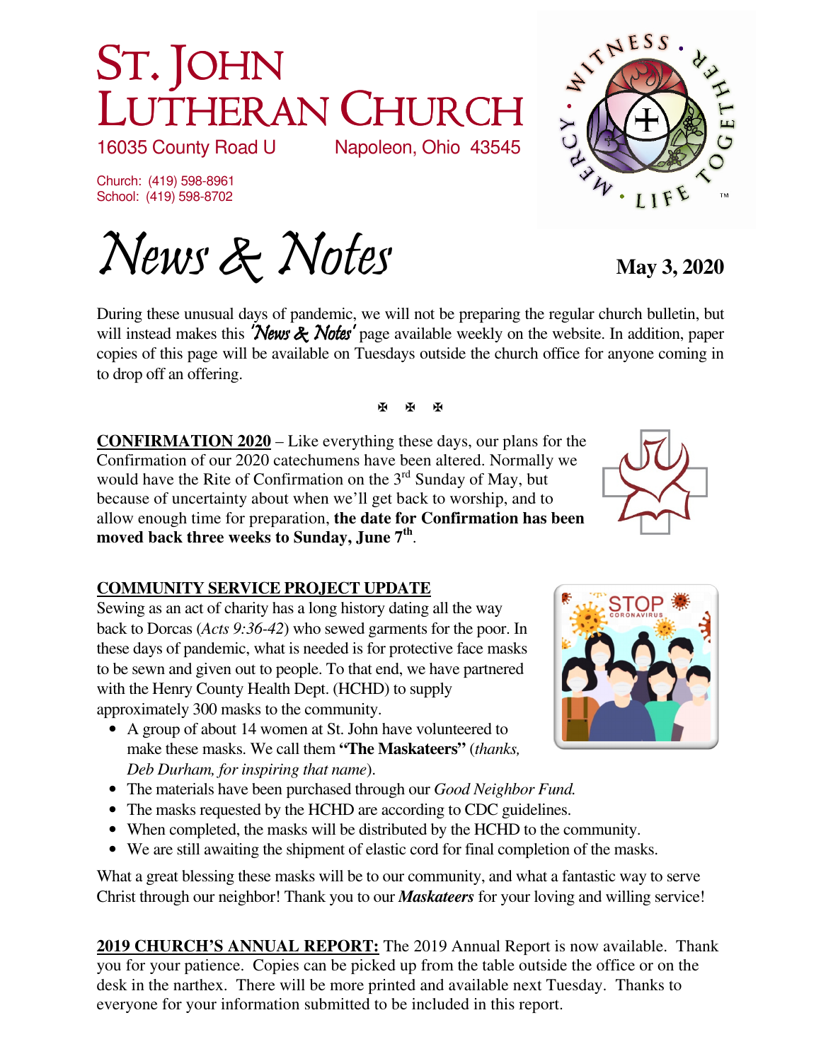# ST. JOHN LUTHERAN CHURCH

16035 County Road U Napoleon, Ohio 43545

Church: (419) 598-8961
School: (419) 598-8702

# *News & Notes*

**May 3, 2020**

During these unusual days of pandemic, we will not be preparing the regular church bulletin, but will instead makes this *'News & Notes'* page available weekly on the website. In addition, paper copies of this page will be available on Tuesdays outside the church office for anyone coming in to drop off an offering.

✠ ✠ ✠

**CONFIRMATION 2020** – Like everything these days, our plans for the Confirmation of our 2020 catechumens have been altered. Normally we would have the Rite of Confirmation on the 3rd Sunday of May, but because of uncertainty about when we'll get back to worship, and to allow enough time for preparation, **the date for Confirmation has been moved back three weeks to Sunday, June 7th**.

**COMMUNITY SERVICE PROJECT UPDATE**

Sewing as an act of charity has a long history dating all the way back to Dorcas (*Acts 9:36-42*) who sewed garments for the poor. In these days of pandemic, what is needed is for protective face masks to be sewn and given out to people. To that end, we have partnered with the Henry County Health Dept. (HCHD) to supply approximately 300 masks to the community.

- A group of about 14 women at St. John have volunteered to make these masks. We call them **"The Maskateers"** (*thanks, Deb Durham, for inspiring that name*).
- The materials have been purchased through our *Good Neighbor Fund.*
- The masks requested by the HCHD are according to CDC guidelines.
- When completed, the masks will be distributed by the HCHD to the community.
- We are still awaiting the shipment of elastic cord for final completion of the masks.

What a great blessing these masks will be to our community, and what a fantastic way to serve Christ through our neighbor! Thank you to our ***Maskateers*** for your loving and willing service!

**2019 CHURCH'S ANNUAL REPORT:** The 2019 Annual Report is now available. Thank you for your patience. Copies can be picked up from the table outside the office or on the desk in the narthex. There will be more printed and available next Tuesday. Thanks to everyone for your information submitted to be included in this report.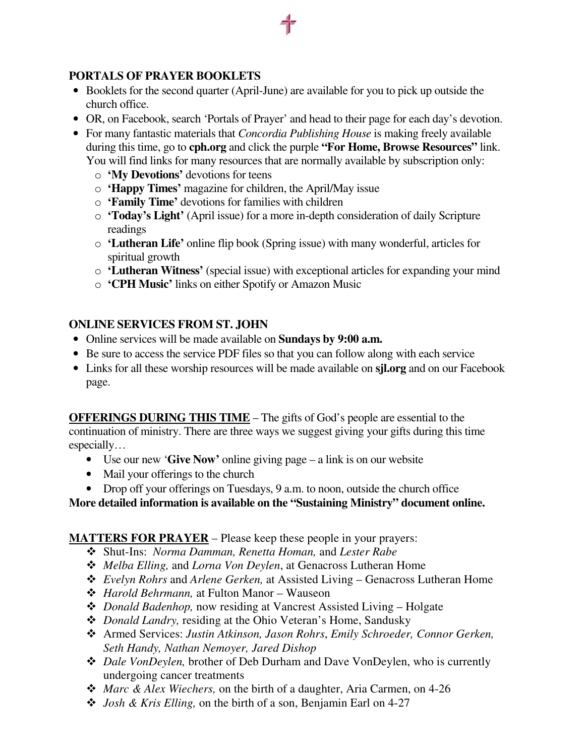## PORTALS OF PRAYER BOOKLETS

- Booklets for the second quarter (April-June) are available for you to pick up outside the church office.
- OR, on Facebook, search 'Portals of Prayer' and head to their page for each day's devotion.
- For many fantastic materials that *Concordia Publishing House* is making freely available during this time, go to **cph.org** and click the purple **"For Home, Browse Resources"** link. You will find links for many resources that are normally available by subscription only:
  - **'My Devotions'** devotions for teens
  - **'Happy Times'** magazine for children, the April/May issue
  - **'Family Time'** devotions for families with children
  - **'Today's Light'** (April issue) for a more in-depth consideration of daily Scripture readings
  - **'Lutheran Life'** online flip book (Spring issue) with many wonderful, articles for spiritual growth
  - **'Lutheran Witness'** (special issue) with exceptional articles for expanding your mind
  - **'CPH Music'** links on either Spotify or Amazon Music

## ONLINE SERVICES FROM ST. JOHN

- Online services will be made available on **Sundays by 9:00 a.m.**
- Be sure to access the service PDF files so that you can follow along with each service
- Links for all these worship resources will be made available on **sjl.org** and on our Facebook page.

**OFFERINGS DURING THIS TIME** – The gifts of God's people are essential to the continuation of ministry. There are three ways we suggest giving your gifts during this time especially…

- Use our new '**Give Now'** online giving page – a link is on our website
- Mail your offerings to the church
- Drop off your offerings on Tuesdays, 9 a.m. to noon, outside the church office

**More detailed information is available on the "Sustaining Ministry" document online.**

**MATTERS FOR PRAYER** – Please keep these people in your prayers:

- Shut-Ins: *Norma Damman, Renetta Homan,* and *Lester Rabe*
- *Melba Elling,* and *Lorna Von Deylen*, at Genacross Lutheran Home
- *Evelyn Rohrs* and *Arlene Gerken,* at Assisted Living – Genacross Lutheran Home
- *Harold Behrmann,* at Fulton Manor – Wauseon
- *Donald Badenhop,* now residing at Vancrest Assisted Living – Holgate
- *Donald Landry,* residing at the Ohio Veteran's Home, Sandusky
- Armed Services: *Justin Atkinson, Jason Rohrs*, *Emily Schroeder, Connor Gerken, Seth Handy, Nathan Nemoyer, Jared Dishop*
- *Dale VonDeylen,* brother of Deb Durham and Dave VonDeylen, who is currently undergoing cancer treatments
- *Marc & Alex Wiechers,* on the birth of a daughter, Aria Carmen, on 4-26
- *Josh & Kris Elling,* on the birth of a son, Benjamin Earl on 4-27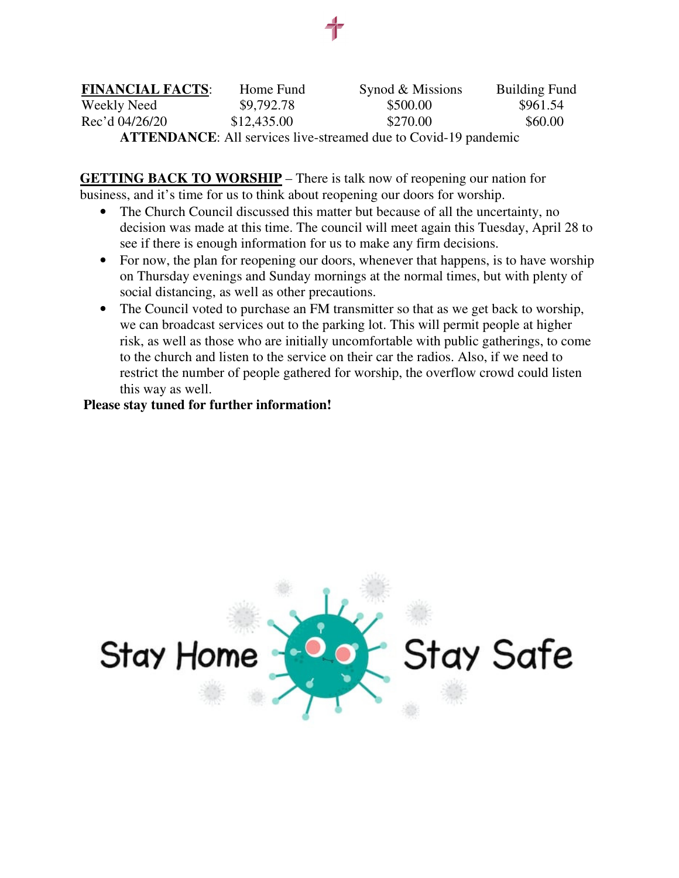| **FINANCIAL FACTS**: | Home Fund | Synod & Missions | Building Fund |
| --- | --- | --- | --- |
| Weekly Need | $9,792.78 | $500.00 | $961.54 |
| Rec'd 04/26/20 | $12,435.00 | $270.00 | $60.00 |

**ATTENDANCE**: All services live-streamed due to Covid-19 pandemic

**GETTING BACK TO WORSHIP** – There is talk now of reopening our nation for business, and it's time for us to think about reopening our doors for worship.

- The Church Council discussed this matter but because of all the uncertainty, no decision was made at this time. The council will meet again this Tuesday, April 28 to see if there is enough information for us to make any firm decisions.
- For now, the plan for reopening our doors, whenever that happens, is to have worship on Thursday evenings and Sunday mornings at the normal times, but with plenty of social distancing, as well as other precautions.
- The Council voted to purchase an FM transmitter so that as we get back to worship, we can broadcast services out to the parking lot. This will permit people at higher risk, as well as those who are initially uncomfortable with public gatherings, to come to the church and listen to the service on their car the radios. Also, if we need to restrict the number of people gathered for worship, the overflow crowd could listen this way as well.

**Please stay tuned for further information!**

Stay Home Stay Safe